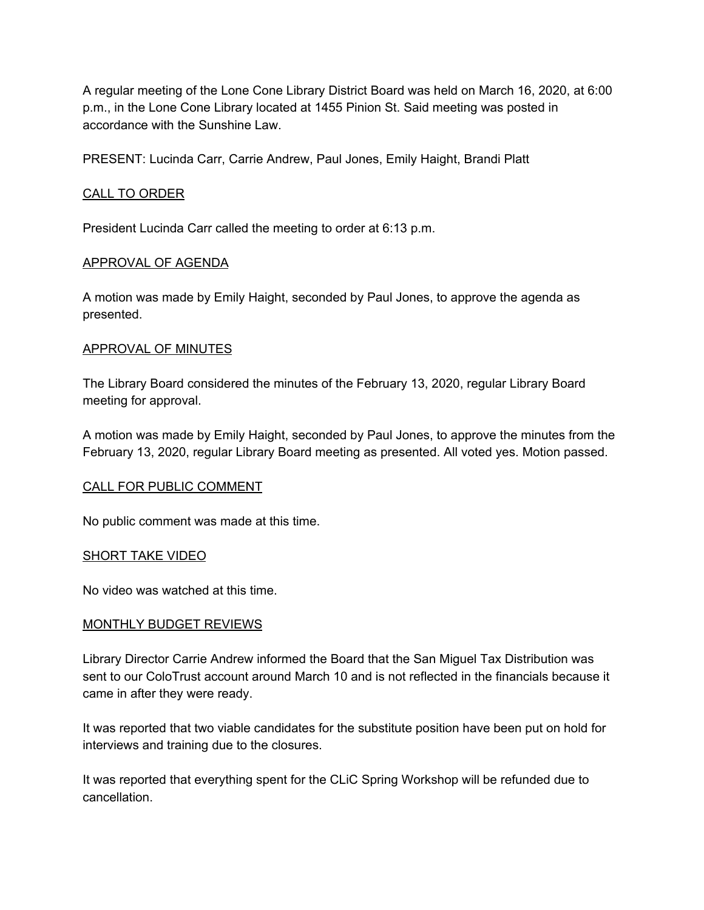A regular meeting of the Lone Cone Library District Board was held on March 16, 2020, at 6:00 p.m., in the Lone Cone Library located at 1455 Pinion St. Said meeting was posted in accordance with the Sunshine Law.

PRESENT: Lucinda Carr, Carrie Andrew, Paul Jones, Emily Haight, Brandi Platt

<u>CALL TO ORDER</u>

President Lucinda Carr called the meeting to order at 6:13 p.m.

<u>APPROVAL OF AGENDA</u>

A motion was made by Emily Haight, seconded by Paul Jones, to approve the agenda as presented.

<u>APPROVAL OF MINUTES</u>

The Library Board considered the minutes of the February 13, 2020, regular Library Board meeting for approval.

A motion was made by Emily Haight, seconded by Paul Jones, to approve the minutes from the February 13, 2020, regular Library Board meeting as presented. All voted yes. Motion passed.

<u>CALL FOR PUBLIC COMMENT</u>

No public comment was made at this time.

<u>SHORT TAKE VIDEO</u>

No video was watched at this time.

<u>MONTHLY BUDGET REVIEWS</u>

Library Director Carrie Andrew informed the Board that the San Miguel Tax Distribution was sent to our ColoTrust account around March 10 and is not reflected in the financials because it came in after they were ready.

It was reported that two viable candidates for the substitute position have been put on hold for interviews and training due to the closures.

It was reported that everything spent for the CLiC Spring Workshop will be refunded due to cancellation.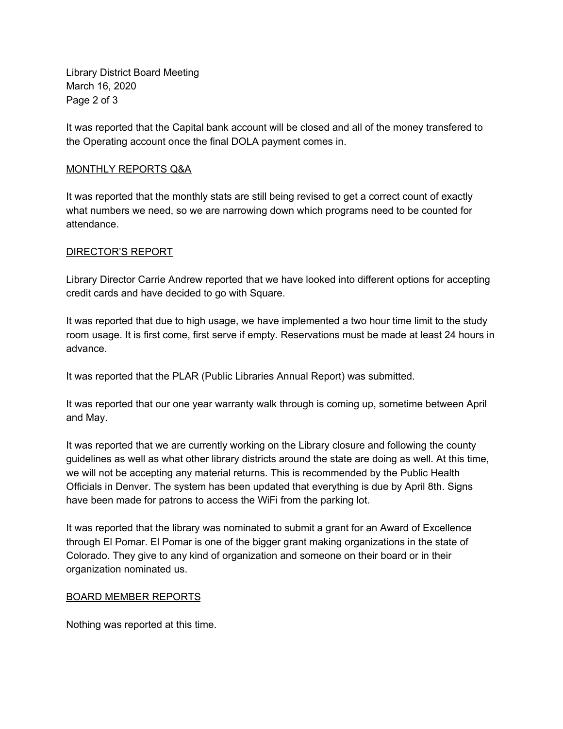It was reported that the Capital bank account will be closed and all of the money transfered to the Operating account once the final DOLA payment comes in.

## MONTHLY REPORTS Q&A

It was reported that the monthly stats are still being revised to get a correct count of exactly what numbers we need, so we are narrowing down which programs need to be counted for attendance.

## DIRECTOR'S REPORT

Library Director Carrie Andrew reported that we have looked into different options for accepting credit cards and have decided to go with Square.

It was reported that due to high usage, we have implemented a two hour time limit to the study room usage. It is first come, first serve if empty. Reservations must be made at least 24 hours in advance.

It was reported that the PLAR (Public Libraries Annual Report) was submitted.

It was reported that our one year warranty walk through is coming up, sometime between April and May.

It was reported that we are currently working on the Library closure and following the county guidelines as well as what other library districts around the state are doing as well. At this time, we will not be accepting any material returns. This is recommended by the Public Health Officials in Denver. The system has been updated that everything is due by April 8th. Signs have been made for patrons to access the WiFi from the parking lot.

It was reported that the library was nominated to submit a grant for an Award of Excellence through El Pomar. El Pomar is one of the bigger grant making organizations in the state of Colorado. They give to any kind of organization and someone on their board or in their organization nominated us.

## BOARD MEMBER REPORTS

Nothing was reported at this time.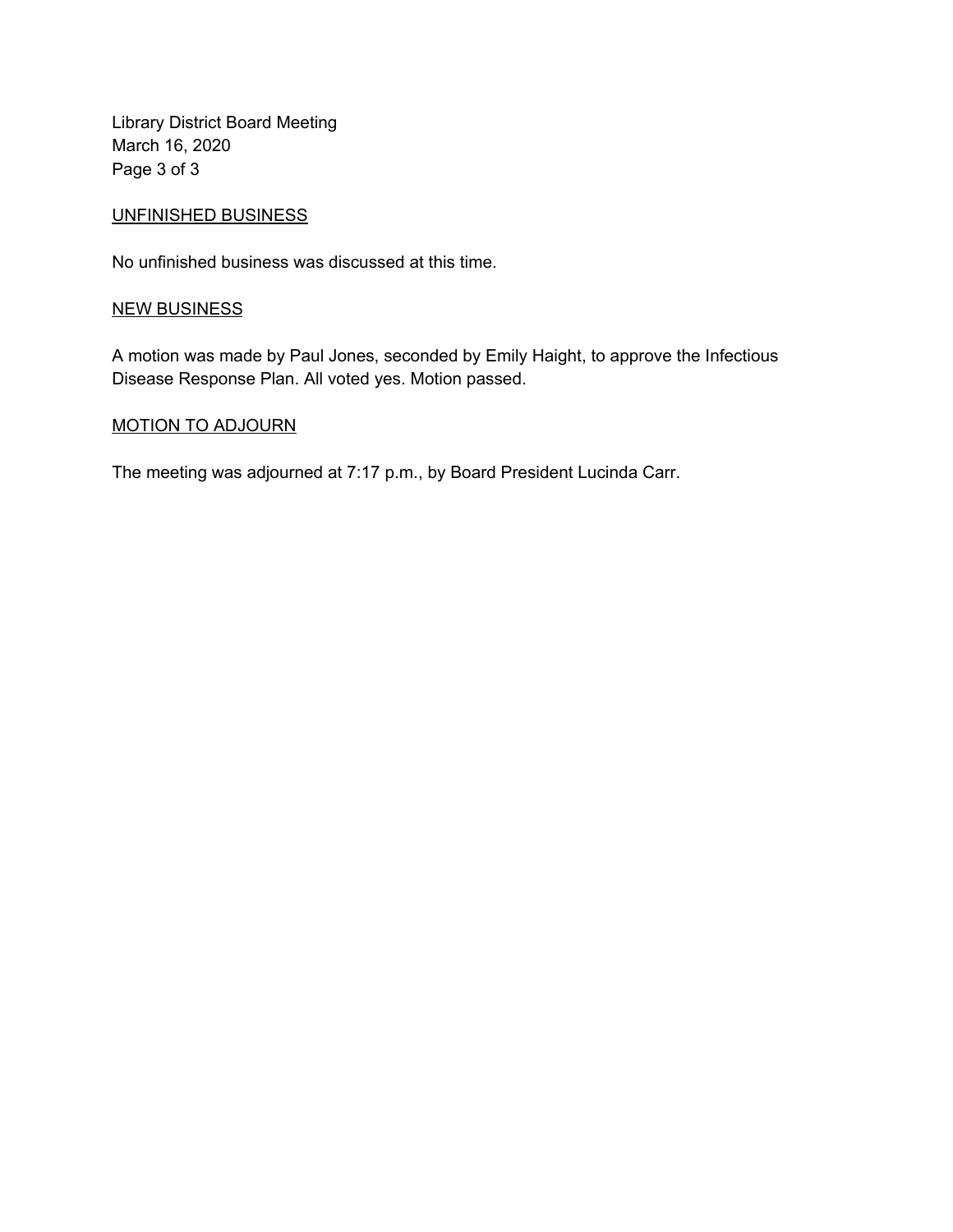UNFINISHED BUSINESS

No unfinished business was discussed at this time.

NEW BUSINESS

A motion was made by Paul Jones, seconded by Emily Haight, to approve the Infectious Disease Response Plan. All voted yes. Motion passed.

MOTION TO ADJOURN

The meeting was adjourned at 7:17 p.m., by Board President Lucinda Carr.